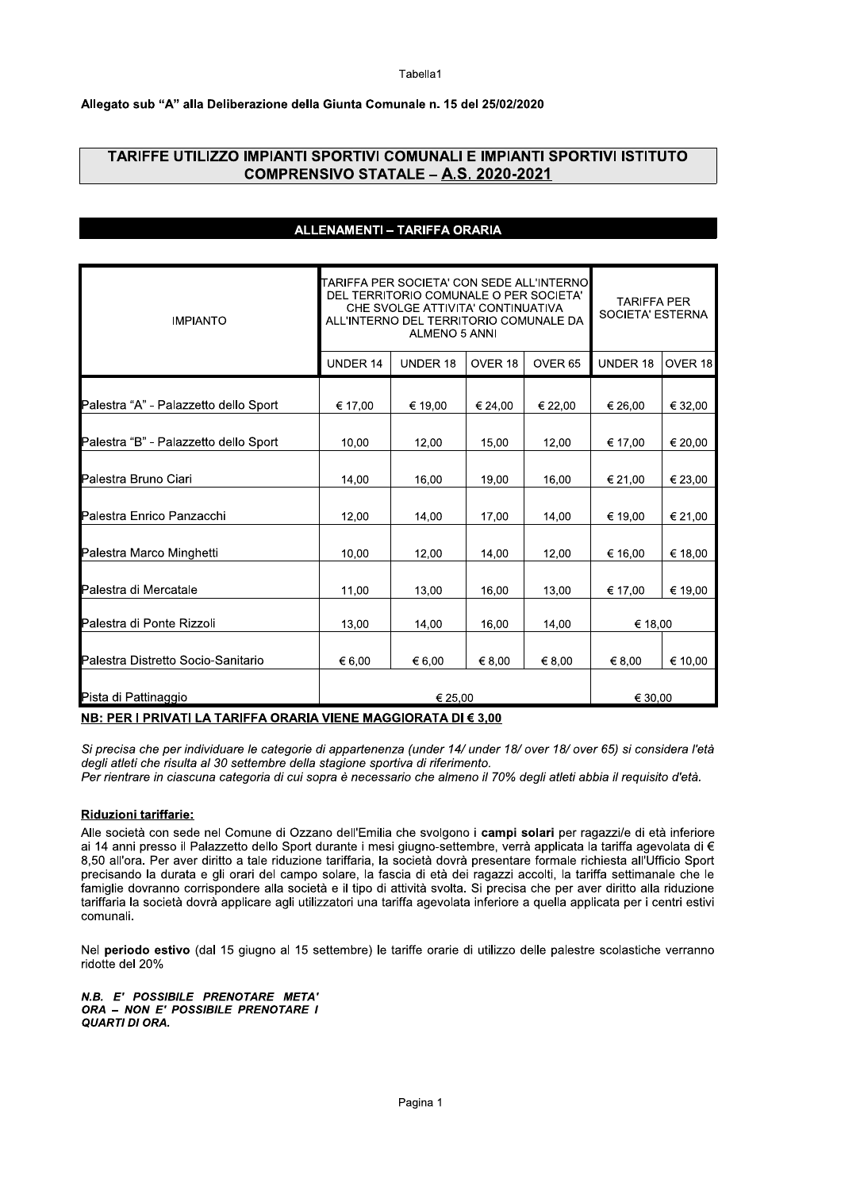Allegato sub "A" alla Deliberazione della Giunta Comunale n. 15 del 25/02/2020

# TARIFFE UTILIZZO IMPIANTI SPORTIVI COMUNALI E IMPIANTI SPORTIVI ISTITUTO COMPRENSIVO STATALE – A.S. 2020-2021

## ALLENAMENTI – TARIFFA ORARIA

| IMPIANTO | TARIFFA PER SOCIETA' CON SEDE ALL'INTERNO DEL TERRITORIO COMUNALE O PER SOCIETA' CHE SVOLGE ATTIVITA' CONTINUATIVA ALL'INTERNO DEL TERRITORIO COMUNALE DA ALMENO 5 ANNI | | | | TARIFFA PER SOCIETA' ESTERNA | |
|---|---|---|---|---|---|---|
| | UNDER 14 | UNDER 18 | OVER 18 | OVER 65 | UNDER 18 | OVER 18 |
| Palestra "A" - Palazzetto dello Sport | € 17,00 | € 19,00 | € 24,00 | € 22,00 | € 26,00 | € 32,00 |
| Palestra "B" - Palazzetto dello Sport | 10,00 | 12,00 | 15,00 | 12,00 | € 17,00 | € 20,00 |
| Palestra Bruno Ciari | 14,00 | 16,00 | 19,00 | 16,00 | € 21,00 | € 23,00 |
| Palestra Enrico Panzacchi | 12,00 | 14,00 | 17,00 | 14,00 | € 19,00 | € 21,00 |
| Palestra Marco Minghetti | 10,00 | 12,00 | 14,00 | 12,00 | € 16,00 | € 18,00 |
| Palestra di Mercatale | 11,00 | 13,00 | 16,00 | 13,00 | € 17,00 | € 19,00 |
| Palestra di Ponte Rizzoli | 13,00 | 14,00 | 16,00 | 14,00 | € 18,00 | |
| Palestra Distretto Socio-Sanitario | € 6,00 | € 6,00 | € 8,00 | € 8,00 | € 8,00 | € 10,00 |
| Pista di Pattinaggio | € 25,00 | | | | € 30,00 | |

**NB: PER I PRIVATI LA TARIFFA ORARIA VIENE MAGGIORATA DI € 3,00**

*Si precisa che per individuare le categorie di appartenenza (under 14/ under 18/ over 18/ over 65) si considera l'età degli atleti che risulta al 30 settembre della stagione sportiva di riferimento.*
*Per rientrare in ciascuna categoria di cui sopra è necessario che almeno il 70% degli atleti abbia il requisito d'età.*

**Riduzioni tariffarie:**

Alle società con sede nel Comune di Ozzano dell'Emilia che svolgono i **campi solari** per ragazzi/e di età inferiore ai 14 anni presso il Palazzetto dello Sport durante i mesi giugno-settembre, verrà applicata la tariffa agevolata di € 8,50 all'ora. Per aver diritto a tale riduzione tariffaria, la società dovrà presentare formale richiesta all'Ufficio Sport precisando la durata e gli orari del campo solare, la fascia di età dei ragazzi accolti, la tariffa settimanale che le famiglie dovranno corrispondere alla società e il tipo di attività svolta. Si precisa che per aver diritto alla riduzione tariffaria la società dovrà applicare agli utilizzatori una tariffa agevolata inferiore a quella applicata per i centri estivi comunali.

Nel **periodo estivo** (dal 15 giugno al 15 settembre) le tariffe orarie di utilizzo delle palestre scolastiche verranno ridotte del 20%

***N.B. E' POSSIBILE PRENOTARE META' ORA – NON E' POSSIBILE PRENOTARE I QUARTI DI ORA.***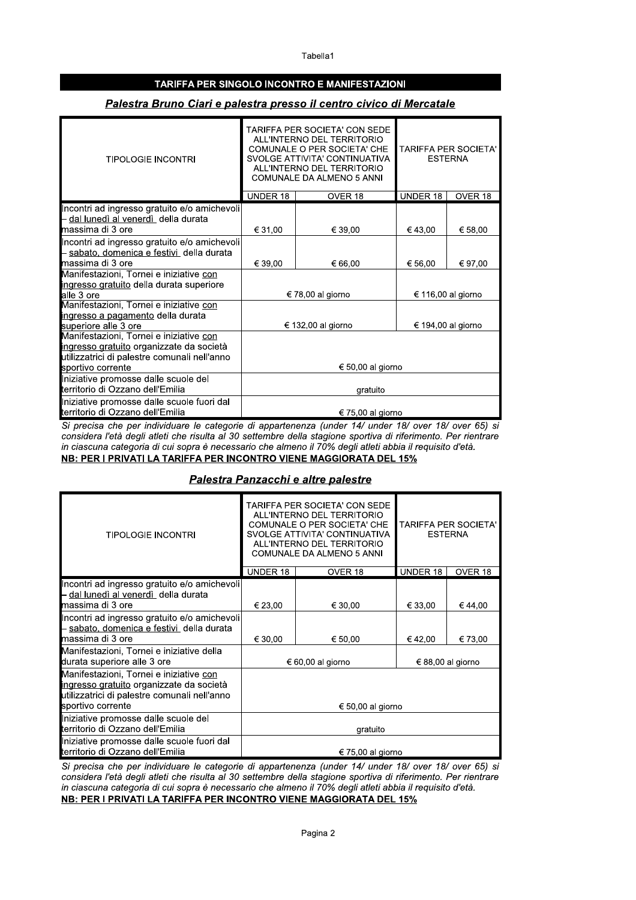# TARIFFA PER SINGOLO INCONTRO E MANIFESTAZIONI

## *Palestra Bruno Ciari e palestra presso il centro civico di Mercatale*

| TIPOLOGIE INCONTRI | TARIFFA PER SOCIETA' CON SEDE ALL'INTERNO DEL TERRITORIO COMUNALE O PER SOCIETA' CHE SVOLGE ATTIVITA' CONTINUATIVA ALL'INTERNO DEL TERRITORIO COMUNALE DA ALMENO 5 ANNI | | TARIFFA PER SOCIETA' ESTERNA | |
|---|---|---|---|---|
| | UNDER 18 | OVER 18 | UNDER 18 | OVER 18 |
| Incontri ad ingresso gratuito e/o amichevoli - dal lunedì al venerdì della durata massima di 3 ore | € 31,00 | € 39,00 | € 43,00 | € 58,00 |
| Incontri ad ingresso gratuito e/o amichevoli - sabato, domenica e festivi della durata massima di 3 ore | € 39,00 | € 66,00 | € 56,00 | € 97,00 |
| Manifestazioni, Tornei e iniziative con ingresso gratuito della durata superiore alle 3 ore | € 78,00 al giorno | | € 116,00 al giorno | |
| Manifestazioni, Tornei e iniziative con ingresso a pagamento della durata superiore alle 3 ore | € 132,00 al giorno | | € 194,00 al giorno | |
| Manifestazioni, Tornei e iniziative con ingresso gratuito organizzate da società utilizzatrici di palestre comunali nell'anno sportivo corrente | € 50,00 al giorno | | | |
| Iniziative promosse dalle scuole del territorio di Ozzano dell'Emilia | gratuito | | | |
| Iniziative promosse dalle scuole fuori dal territorio di Ozzano dell'Emilia | € 75,00 al giorno | | | |

*Si precisa che per individuare le categorie di appartenenza (under 14/ under 18/ over 18/ over 65) si considera l'età degli atleti che risulta al 30 settembre della stagione sportiva di riferimento. Per rientrare in ciascuna categoria di cui sopra è necessario che almeno il 70% degli atleti abbia il requisito d'età.*

**NB: PER I PRIVATI LA TARIFFA PER INCONTRO VIENE MAGGIORATA DEL 15%**

## *Palestra Panzacchi e altre palestre*

| TIPOLOGIE INCONTRI | TARIFFA PER SOCIETA' CON SEDE ALL'INTERNO DEL TERRITORIO COMUNALE O PER SOCIETA' CHE SVOLGE ATTIVITA' CONTINUATIVA ALL'INTERNO DEL TERRITORIO COMUNALE DA ALMENO 5 ANNI | | TARIFFA PER SOCIETA' ESTERNA | |
|---|---|---|---|---|
| | UNDER 18 | OVER 18 | UNDER 18 | OVER 18 |
| Incontri ad ingresso gratuito e/o amichevoli - dal lunedì al venerdì della durata massima di 3 ore | € 23,00 | € 30,00 | € 33,00 | € 44,00 |
| Incontri ad ingresso gratuito e/o amichevoli - sabato, domenica e festivi della durata massima di 3 ore | € 30,00 | € 50,00 | € 42,00 | € 73,00 |
| Manifestazioni, Tornei e iniziative della durata superiore alle 3 ore | € 60,00 al giorno | | € 88,00 al giorno | |
| Manifestazioni, Tornei e iniziative con ingresso gratuito organizzate da società utilizzatrici di palestre comunali nell'anno sportivo corrente | € 50,00 al giorno | | | |
| Iniziative promosse dalle scuole del territorio di Ozzano dell'Emilia | gratuito | | | |
| Iniziative promosse dalle scuole fuori dal territorio di Ozzano dell'Emilia | € 75,00 al giorno | | | |

*Si precisa che per individuare le categorie di appartenenza (under 14/ under 18/ over 18/ over 65) si considera l'età degli atleti che risulta al 30 settembre della stagione sportiva di riferimento. Per rientrare in ciascuna categoria di cui sopra è necessario che almeno il 70% degli atleti abbia il requisito d'età.*

**NB: PER I PRIVATI LA TARIFFA PER INCONTRO VIENE MAGGIORATA DEL 15%**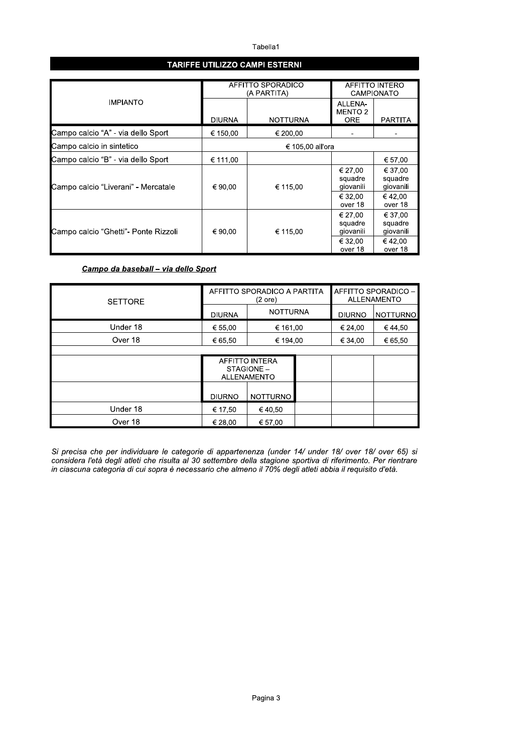## TARIFFE UTILIZZO CAMPI ESTERNI

| IMPIANTO | AFFITTO SPORADICO (A PARTITA) | | AFFITTO INTERO CAMPIONATO | |
|---|---|---|---|---|
| | DIURNA | NOTTURNA | ALLENA-MENTO 2 ORE | PARTITA |
| Campo calcio "A" - via dello Sport | € 150,00 | € 200,00 | - | - |
| Campo calcio in sintetico | € 105,00 all'ora | | | |
| Campo calcio "B" - via dello Sport | € 111,00 | | | € 57,00 |
| Campo calcio "Liverani" - Mercatale | € 90,00 | € 115,00 | € 27,00 squadre giovanili | € 37,00 squadre giovanili |
| | | | € 32,00 over 18 | € 42,00 over 18 |
| Campo calcio "Ghetti"- Ponte Rizzoli | € 90,00 | € 115,00 | € 27,00 squadre giovanili | € 37,00 squadre giovanili |
| | | | € 32,00 over 18 | € 42,00 over 18 |

***Campo da baseball – via dello Sport***

| SETTORE | AFFITTO SPORADICO A PARTITA (2 ore) | | AFFITTO SPORADICO – ALLENAMENTO | |
|---|---|---|---|---|
| | DIURNA | NOTTURNA | DIURNO | NOTTURNO |
| Under 18 | € 55,00 | € 161,00 | € 24,00 | € 44,50 |
| Over 18 | € 65,50 | € 194,00 | € 34,00 | € 65,50 |

| SETTORE | AFFITTO INTERA STAGIONE – ALLENAMENTO | |
|---|---|---|
| | DIURNO | NOTTURNO |
| Under 18 | € 17,50 | € 40,50 |
| Over 18 | € 28,00 | € 57,00 |

*Si precisa che per individuare le categorie di appartenenza (under 14/ under 18/ over 18/ over 65) si considera l'età degli atleti che risulta al 30 settembre della stagione sportiva di riferimento. Per rientrare in ciascuna categoria di cui sopra è necessario che almeno il 70% degli atleti abbia il requisito d'età.*